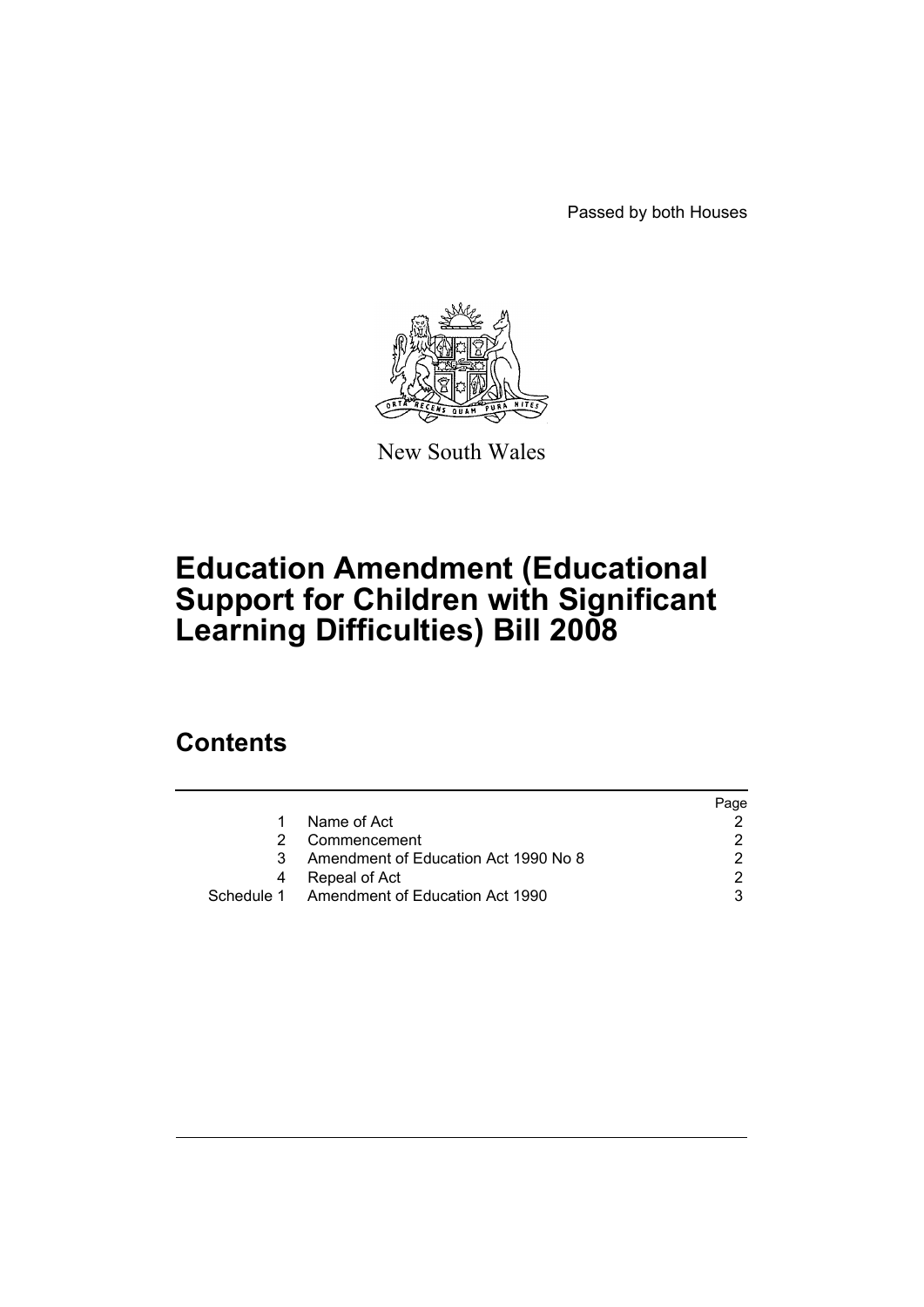Passed by both Houses

New South Wales

# Education Amendment (Educational Support for Children with Significant Learning Difficulties) Bill 2008

## Contents

| | | Page |
|---|---|---|
| 1 | Name of Act | 2 |
| 2 | Commencement | 2 |
| 3 | Amendment of Education Act 1990 No 8 | 2 |
| 4 | Repeal of Act | 2 |
| Schedule 1 | Amendment of Education Act 1990 | 3 |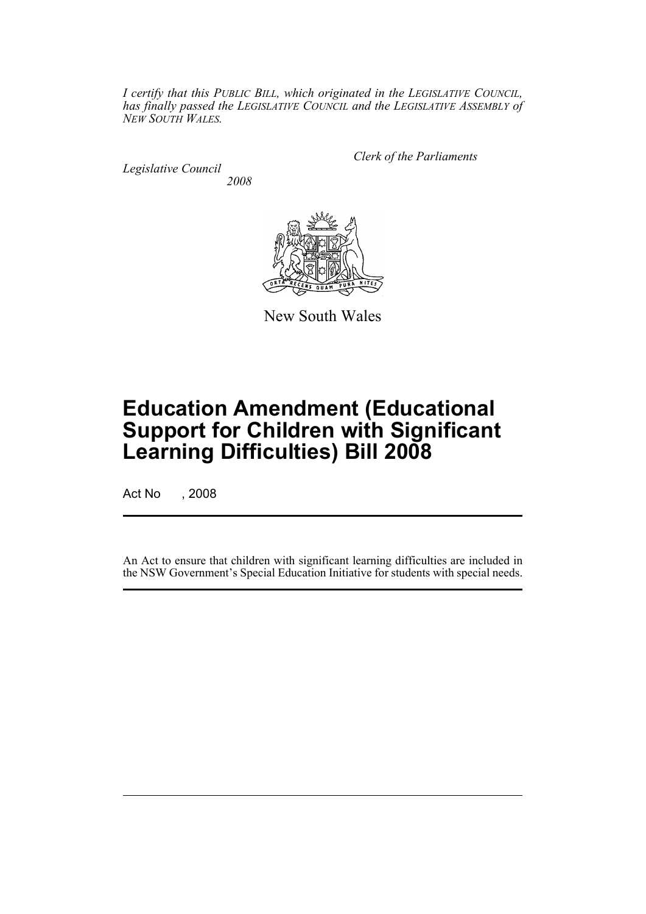*I certify that this PUBLIC BILL, which originated in the LEGISLATIVE COUNCIL, has finally passed the LEGISLATIVE COUNCIL and the LEGISLATIVE ASSEMBLY of NEW SOUTH WALES.*

*Clerk of the Parliaments*

*Legislative Council*
*2008*

New South Wales

# Education Amendment (Educational Support for Children with Significant Learning Difficulties) Bill 2008

Act No , 2008

An Act to ensure that children with significant learning difficulties are included in the NSW Government's Special Education Initiative for students with special needs.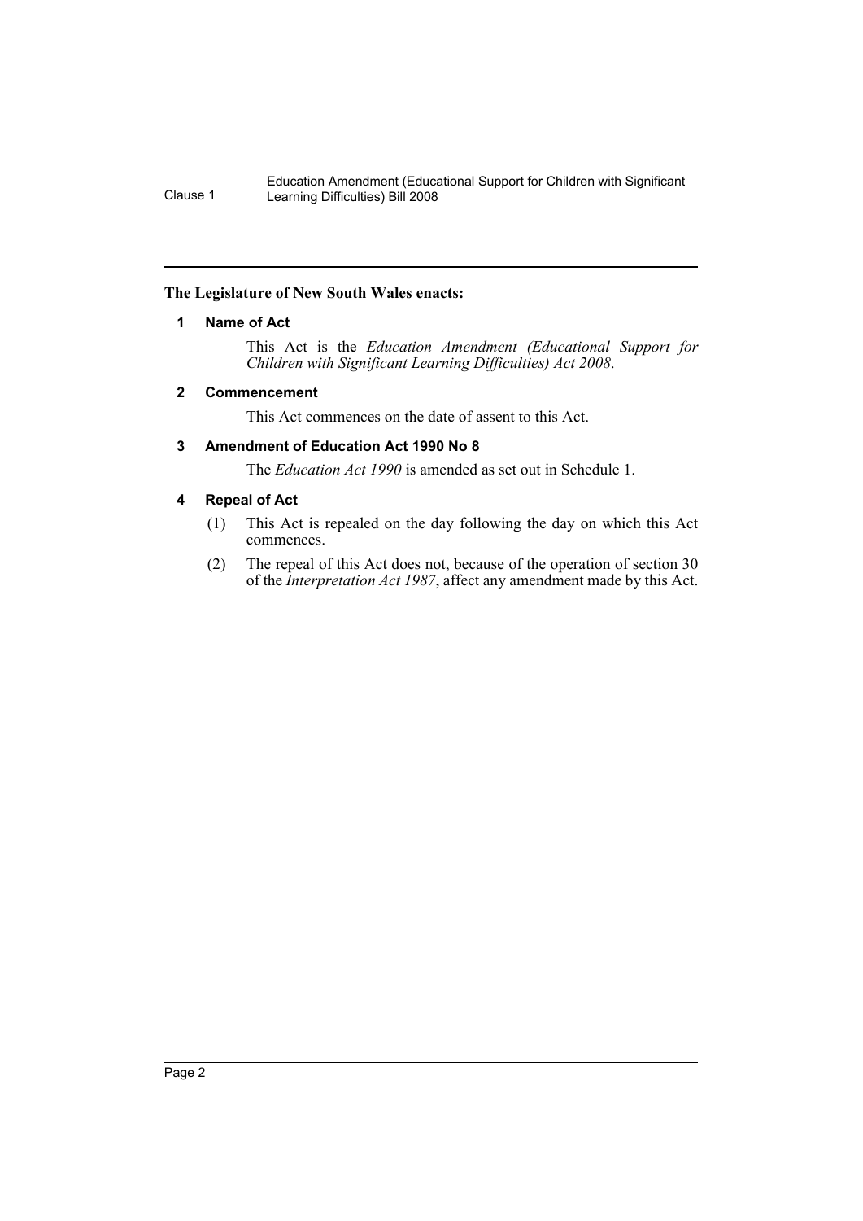**The Legislature of New South Wales enacts:**

### 1 Name of Act

This Act is the *Education Amendment (Educational Support for Children with Significant Learning Difficulties) Act 2008*.

### 2 Commencement

This Act commences on the date of assent to this Act.

### 3 Amendment of Education Act 1990 No 8

The *Education Act 1990* is amended as set out in Schedule 1.

### 4 Repeal of Act

(1) This Act is repealed on the day following the day on which this Act commences.

(2) The repeal of this Act does not, because of the operation of section 30 of the *Interpretation Act 1987*, affect any amendment made by this Act.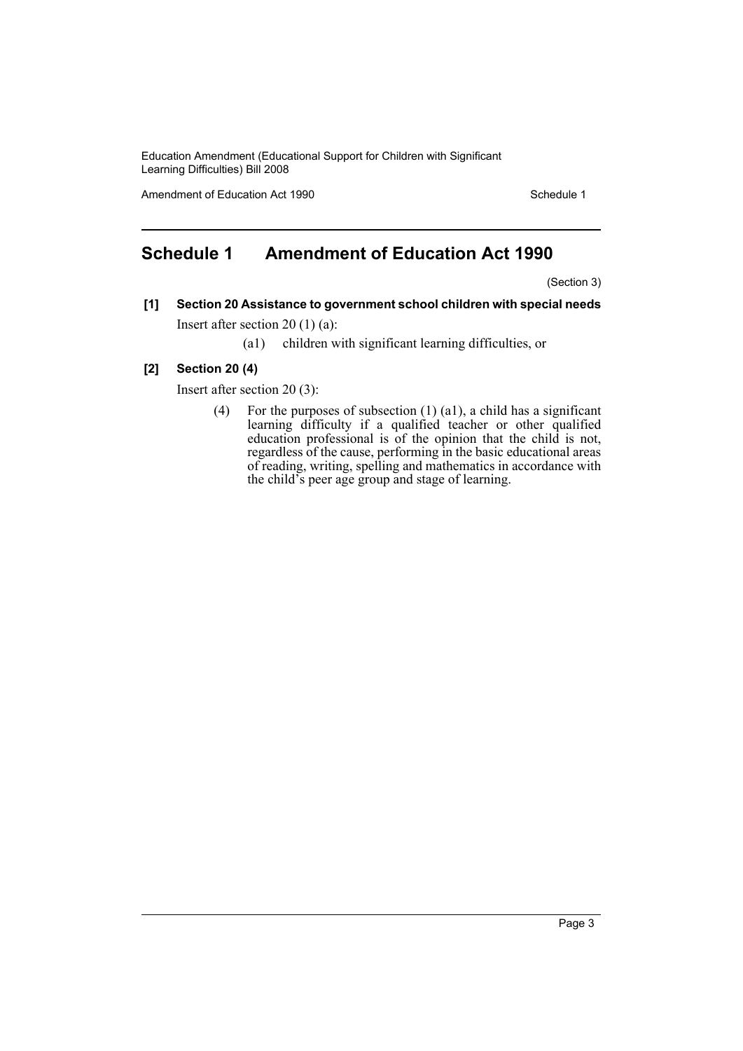# Schedule 1 Amendment of Education Act 1990

(Section 3)

**[1] Section 20 Assistance to government school children with special needs**

Insert after section 20 (1) (a):

(a1) children with significant learning difficulties, or

**[2] Section 20 (4)**

Insert after section 20 (3):

(4) For the purposes of subsection (1) (a1), a child has a significant learning difficulty if a qualified teacher or other qualified education professional is of the opinion that the child is not, regardless of the cause, performing in the basic educational areas of reading, writing, spelling and mathematics in accordance with the child's peer age group and stage of learning.